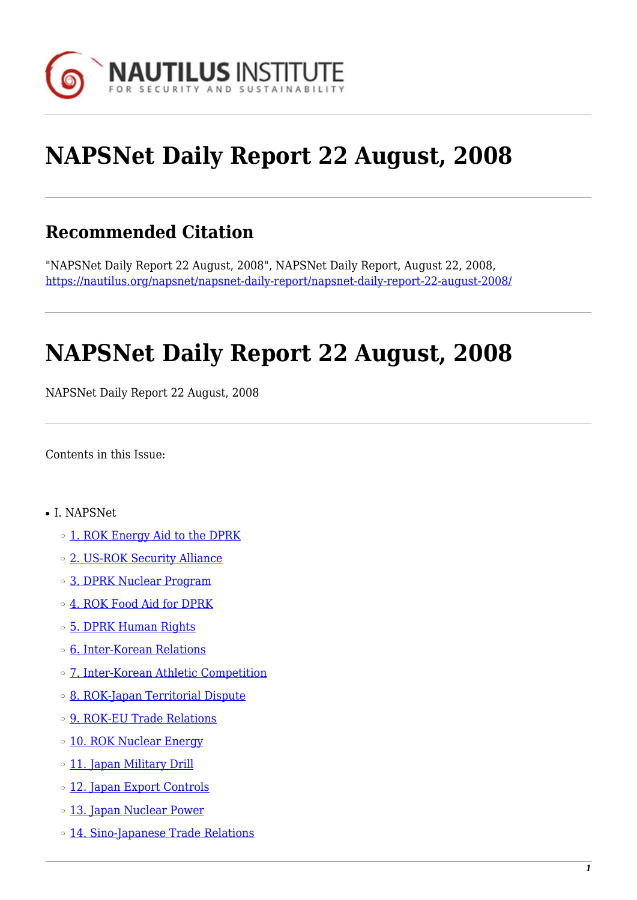# NAPSNet Daily Report 22 August, 2008

## Recommended Citation

"NAPSNet Daily Report 22 August, 2008", NAPSNet Daily Report, August 22, 2008, https://nautilus.org/napsnet/napsnet-daily-report/napsnet-daily-report-22-august-2008/

# NAPSNet Daily Report 22 August, 2008

NAPSNet Daily Report 22 August, 2008

Contents in this Issue:

- I. NAPSNet
  - 1. ROK Energy Aid to the DPRK
  - 2. US-ROK Security Alliance
  - 3. DPRK Nuclear Program
  - 4. ROK Food Aid for DPRK
  - 5. DPRK Human Rights
  - 6. Inter-Korean Relations
  - 7. Inter-Korean Athletic Competition
  - 8. ROK-Japan Territorial Dispute
  - 9. ROK-EU Trade Relations
  - 10. ROK Nuclear Energy
  - 11. Japan Military Drill
  - 12. Japan Export Controls
  - 13. Japan Nuclear Power
  - 14. Sino-Japanese Trade Relations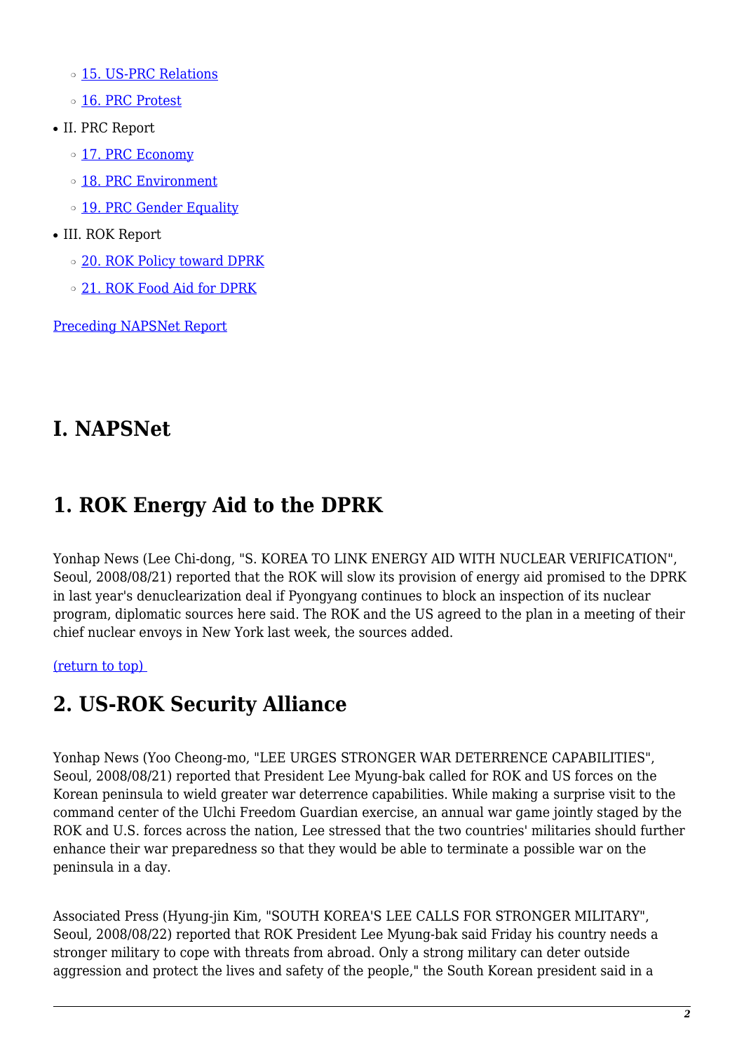- [15. US-PRC Relations](#)
    - [16. PRC Protest](#)
- II. PRC Report
    - [17. PRC Economy](#)
    - [18. PRC Environment](#)
    - [19. PRC Gender Equality](#)
- III. ROK Report
    - [20. ROK Policy toward DPRK](#)
    - [21. ROK Food Aid for DPRK](#)

[Preceding NAPSNet Report](#)

# I. NAPSNet

## 1. ROK Energy Aid to the DPRK

Yonhap News (Lee Chi-dong, "S. KOREA TO LINK ENERGY AID WITH NUCLEAR VERIFICATION", Seoul, 2008/08/21) reported that the ROK will slow its provision of energy aid promised to the DPRK in last year's denuclearization deal if Pyongyang continues to block an inspection of its nuclear program, diplomatic sources here said. The ROK and the US agreed to the plan in a meeting of their chief nuclear envoys in New York last week, the sources added.

[(return to top)](#)

## 2. US-ROK Security Alliance

Yonhap News (Yoo Cheong-mo, "LEE URGES STRONGER WAR DETERRENCE CAPABILITIES", Seoul, 2008/08/21) reported that President Lee Myung-bak called for ROK and US forces on the Korean peninsula to wield greater war deterrence capabilities. While making a surprise visit to the command center of the Ulchi Freedom Guardian exercise, an annual war game jointly staged by the ROK and U.S. forces across the nation, Lee stressed that the two countries' militaries should further enhance their war preparedness so that they would be able to terminate a possible war on the peninsula in a day.

Associated Press (Hyung-jin Kim, "SOUTH KOREA'S LEE CALLS FOR STRONGER MILITARY", Seoul, 2008/08/22) reported that ROK President Lee Myung-bak said Friday his country needs a stronger military to cope with threats from abroad. Only a strong military can deter outside aggression and protect the lives and safety of the people," the South Korean president said in a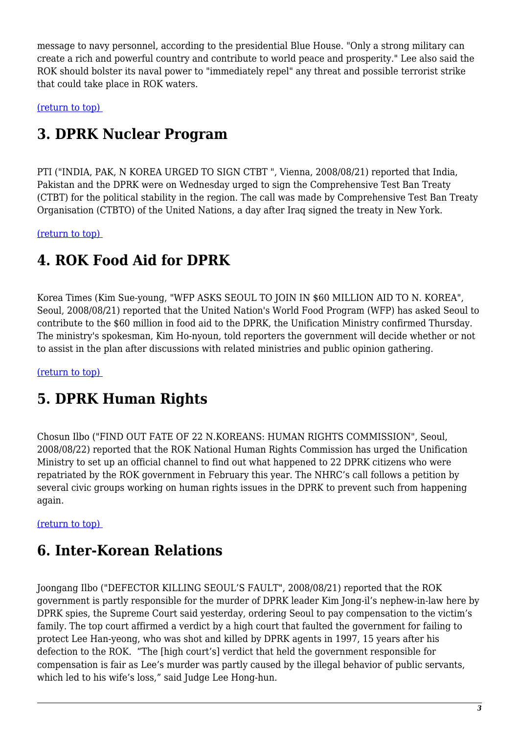message to navy personnel, according to the presidential Blue House. "Only a strong military can create a rich and powerful country and contribute to world peace and prosperity." Lee also said the ROK should bolster its naval power to "immediately repel" any threat and possible terrorist strike that could take place in ROK waters.

(return to top)

## 3. DPRK Nuclear Program

PTI ("INDIA, PAK, N KOREA URGED TO SIGN CTBT ", Vienna, 2008/08/21) reported that India, Pakistan and the DPRK were on Wednesday urged to sign the Comprehensive Test Ban Treaty (CTBT) for the political stability in the region. The call was made by Comprehensive Test Ban Treaty Organisation (CTBTO) of the United Nations, a day after Iraq signed the treaty in New York.

(return to top)

## 4. ROK Food Aid for DPRK

Korea Times (Kim Sue-young, "WFP ASKS SEOUL TO JOIN IN $60 MILLION AID TO N. KOREA", Seoul, 2008/08/21) reported that the United Nation's World Food Program (WFP) has asked Seoul to contribute to the $60 million in food aid to the DPRK, the Unification Ministry confirmed Thursday. The ministry's spokesman, Kim Ho-nyoun, told reporters the government will decide whether or not to assist in the plan after discussions with related ministries and public opinion gathering.

(return to top)

## 5. DPRK Human Rights

Chosun Ilbo ("FIND OUT FATE OF 22 N.KOREANS: HUMAN RIGHTS COMMISSION", Seoul, 2008/08/22) reported that the ROK National Human Rights Commission has urged the Unification Ministry to set up an official channel to find out what happened to 22 DPRK citizens who were repatriated by the ROK government in February this year. The NHRC's call follows a petition by several civic groups working on human rights issues in the DPRK to prevent such from happening again.

(return to top)

## 6. Inter-Korean Relations

Joongang Ilbo ("DEFECTOR KILLING SEOUL'S FAULT", 2008/08/21) reported that the ROK government is partly responsible for the murder of DPRK leader Kim Jong-il's nephew-in-law here by DPRK spies, the Supreme Court said yesterday, ordering Seoul to pay compensation to the victim's family. The top court affirmed a verdict by a high court that faulted the government for failing to protect Lee Han-yeong, who was shot and killed by DPRK agents in 1997, 15 years after his defection to the ROK. "The [high court's] verdict that held the government responsible for compensation is fair as Lee's murder was partly caused by the illegal behavior of public servants, which led to his wife's loss," said Judge Lee Hong-hun.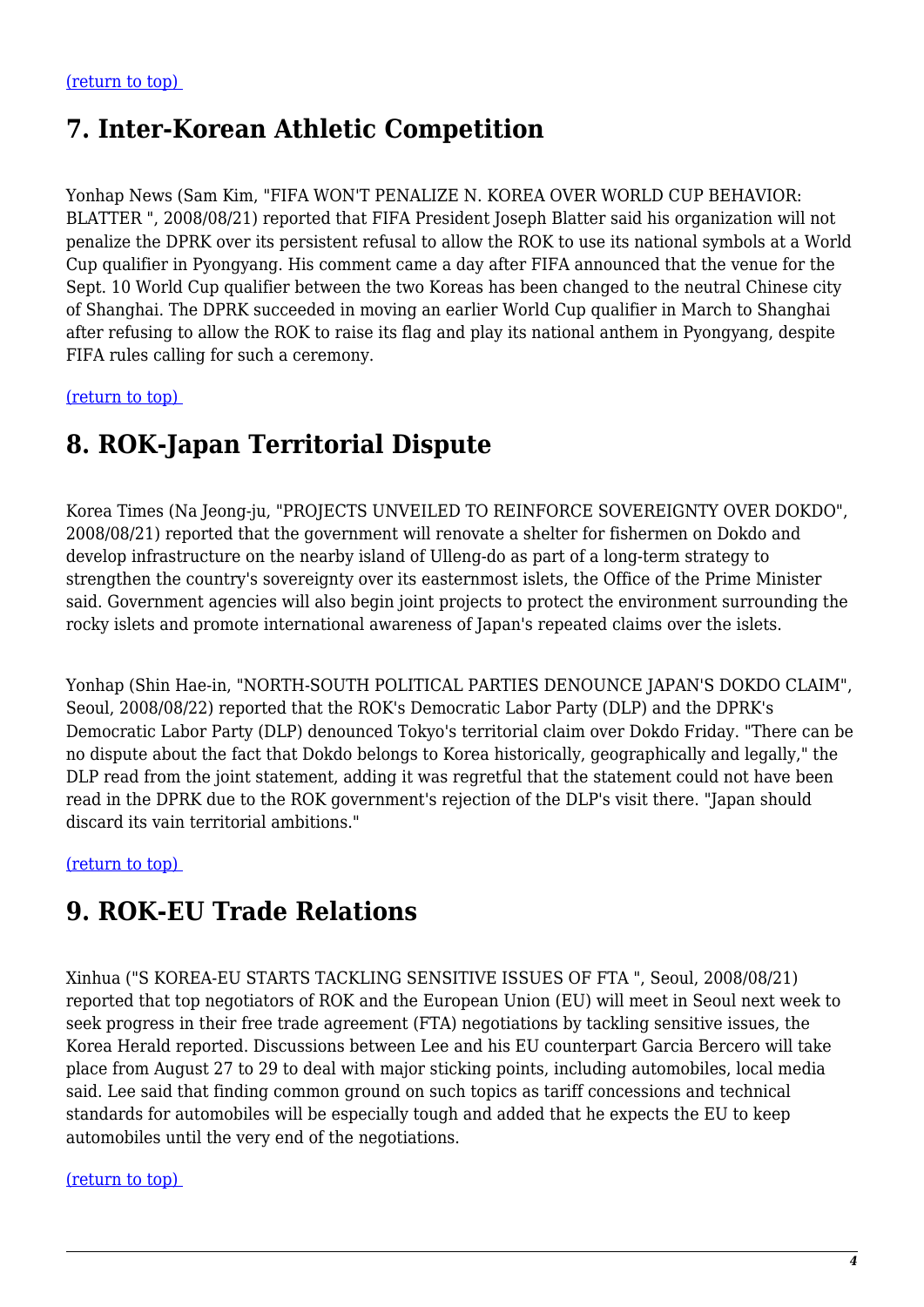[(return to top)](#)

## 7. Inter-Korean Athletic Competition

Yonhap News (Sam Kim, "FIFA WON'T PENALIZE N. KOREA OVER WORLD CUP BEHAVIOR: BLATTER ", 2008/08/21) reported that FIFA President Joseph Blatter said his organization will not penalize the DPRK over its persistent refusal to allow the ROK to use its national symbols at a World Cup qualifier in Pyongyang. His comment came a day after FIFA announced that the venue for the Sept. 10 World Cup qualifier between the two Koreas has been changed to the neutral Chinese city of Shanghai. The DPRK succeeded in moving an earlier World Cup qualifier in March to Shanghai after refusing to allow the ROK to raise its flag and play its national anthem in Pyongyang, despite FIFA rules calling for such a ceremony.

[(return to top)](#)

## 8. ROK-Japan Territorial Dispute

Korea Times (Na Jeong-ju, "PROJECTS UNVEILED TO REINFORCE SOVEREIGNTY OVER DOKDO", 2008/08/21) reported that the government will renovate a shelter for fishermen on Dokdo and develop infrastructure on the nearby island of Ulleng-do as part of a long-term strategy to strengthen the country's sovereignty over its easternmost islets, the Office of the Prime Minister said. Government agencies will also begin joint projects to protect the environment surrounding the rocky islets and promote international awareness of Japan's repeated claims over the islets.

Yonhap (Shin Hae-in, "NORTH-SOUTH POLITICAL PARTIES DENOUNCE JAPAN'S DOKDO CLAIM", Seoul, 2008/08/22) reported that the ROK's Democratic Labor Party (DLP) and the DPRK's Democratic Labor Party (DLP) denounced Tokyo's territorial claim over Dokdo Friday. "There can be no dispute about the fact that Dokdo belongs to Korea historically, geographically and legally," the DLP read from the joint statement, adding it was regretful that the statement could not have been read in the DPRK due to the ROK government's rejection of the DLP's visit there. "Japan should discard its vain territorial ambitions."

[(return to top)](#)

## 9. ROK-EU Trade Relations

Xinhua ("S KOREA-EU STARTS TACKLING SENSITIVE ISSUES OF FTA ", Seoul, 2008/08/21) reported that top negotiators of ROK and the European Union (EU) will meet in Seoul next week to seek progress in their free trade agreement (FTA) negotiations by tackling sensitive issues, the Korea Herald reported. Discussions between Lee and his EU counterpart Garcia Bercero will take place from August 27 to 29 to deal with major sticking points, including automobiles, local media said. Lee said that finding common ground on such topics as tariff concessions and technical standards for automobiles will be especially tough and added that he expects the EU to keep automobiles until the very end of the negotiations.

[(return to top)](#)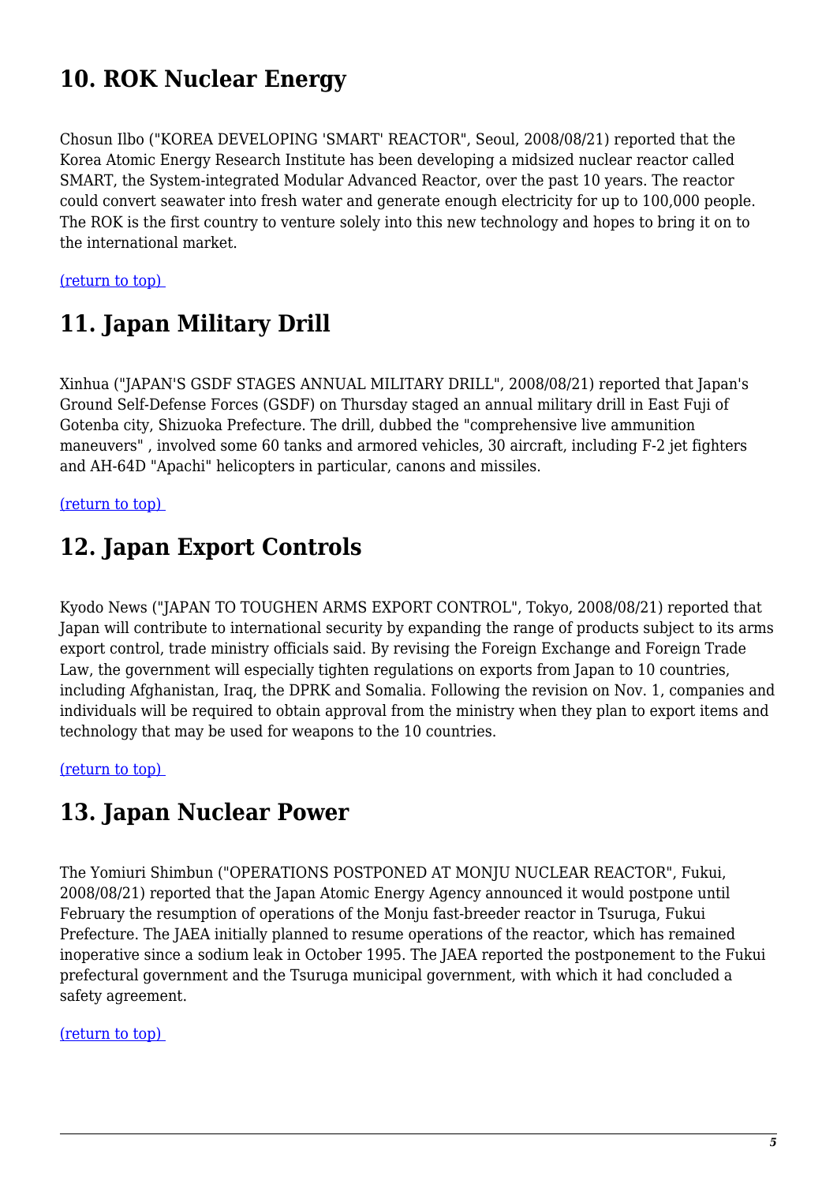## 10. ROK Nuclear Energy

Chosun Ilbo ("KOREA DEVELOPING 'SMART' REACTOR", Seoul, 2008/08/21) reported that the Korea Atomic Energy Research Institute has been developing a midsized nuclear reactor called SMART, the System-integrated Modular Advanced Reactor, over the past 10 years. The reactor could convert seawater into fresh water and generate enough electricity for up to 100,000 people. The ROK is the first country to venture solely into this new technology and hopes to bring it on to the international market.

(return to top)

## 11. Japan Military Drill

Xinhua ("JAPAN'S GSDF STAGES ANNUAL MILITARY DRILL", 2008/08/21) reported that Japan's Ground Self-Defense Forces (GSDF) on Thursday staged an annual military drill in East Fuji of Gotenba city, Shizuoka Prefecture. The drill, dubbed the "comprehensive live ammunition maneuvers" , involved some 60 tanks and armored vehicles, 30 aircraft, including F-2 jet fighters and AH-64D "Apachi" helicopters in particular, canons and missiles.

(return to top)

## 12. Japan Export Controls

Kyodo News ("JAPAN TO TOUGHEN ARMS EXPORT CONTROL", Tokyo, 2008/08/21) reported that Japan will contribute to international security by expanding the range of products subject to its arms export control, trade ministry officials said. By revising the Foreign Exchange and Foreign Trade Law, the government will especially tighten regulations on exports from Japan to 10 countries, including Afghanistan, Iraq, the DPRK and Somalia. Following the revision on Nov. 1, companies and individuals will be required to obtain approval from the ministry when they plan to export items and technology that may be used for weapons to the 10 countries.

(return to top)

## 13. Japan Nuclear Power

The Yomiuri Shimbun ("OPERATIONS POSTPONED AT MONJU NUCLEAR REACTOR", Fukui, 2008/08/21) reported that the Japan Atomic Energy Agency announced it would postpone until February the resumption of operations of the Monju fast-breeder reactor in Tsuruga, Fukui Prefecture. The JAEA initially planned to resume operations of the reactor, which has remained inoperative since a sodium leak in October 1995. The JAEA reported the postponement to the Fukui prefectural government and the Tsuruga municipal government, with which it had concluded a safety agreement.

(return to top)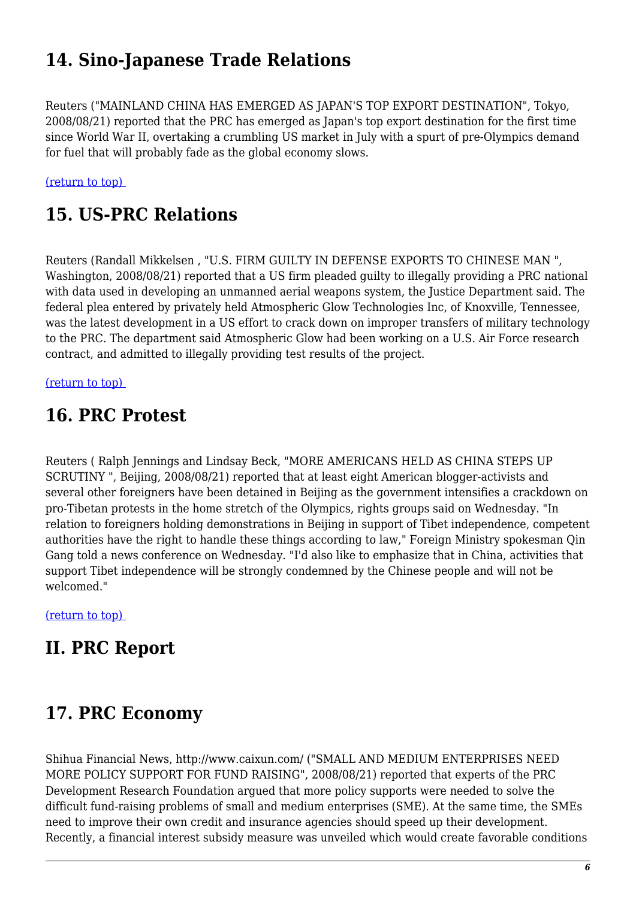## 14. Sino-Japanese Trade Relations

Reuters ("MAINLAND CHINA HAS EMERGED AS JAPAN'S TOP EXPORT DESTINATION", Tokyo, 2008/08/21) reported that the PRC has emerged as Japan's top export destination for the first time since World War II, overtaking a crumbling US market in July with a spurt of pre-Olympics demand for fuel that will probably fade as the global economy slows.

[(return to top)](#top)

## 15. US-PRC Relations

Reuters (Randall Mikkelsen , "U.S. FIRM GUILTY IN DEFENSE EXPORTS TO CHINESE MAN ", Washington, 2008/08/21) reported that a US firm pleaded guilty to illegally providing a PRC national with data used in developing an unmanned aerial weapons system, the Justice Department said. The federal plea entered by privately held Atmospheric Glow Technologies Inc, of Knoxville, Tennessee, was the latest development in a US effort to crack down on improper transfers of military technology to the PRC. The department said Atmospheric Glow had been working on a U.S. Air Force research contract, and admitted to illegally providing test results of the project.

[(return to top)](#top)

## 16. PRC Protest

Reuters ( Ralph Jennings and Lindsay Beck, "MORE AMERICANS HELD AS CHINA STEPS UP SCRUTINY ", Beijing, 2008/08/21) reported that at least eight American blogger-activists and several other foreigners have been detained in Beijing as the government intensifies a crackdown on pro-Tibetan protests in the home stretch of the Olympics, rights groups said on Wednesday. "In relation to foreigners holding demonstrations in Beijing in support of Tibet independence, competent authorities have the right to handle these things according to law," Foreign Ministry spokesman Qin Gang told a news conference on Wednesday. "I'd also like to emphasize that in China, activities that support Tibet independence will be strongly condemned by the Chinese people and will not be welcomed."

[(return to top)](#top)

# II. PRC Report

## 17. PRC Economy

Shihua Financial News, http://www.caixun.com/ ("SMALL AND MEDIUM ENTERPRISES NEED MORE POLICY SUPPORT FOR FUND RAISING", 2008/08/21) reported that experts of the PRC Development Research Foundation argued that more policy supports were needed to solve the difficult fund-raising problems of small and medium enterprises (SME). At the same time, the SMEs need to improve their own credit and insurance agencies should speed up their development. Recently, a financial interest subsidy measure was unveiled which would create favorable conditions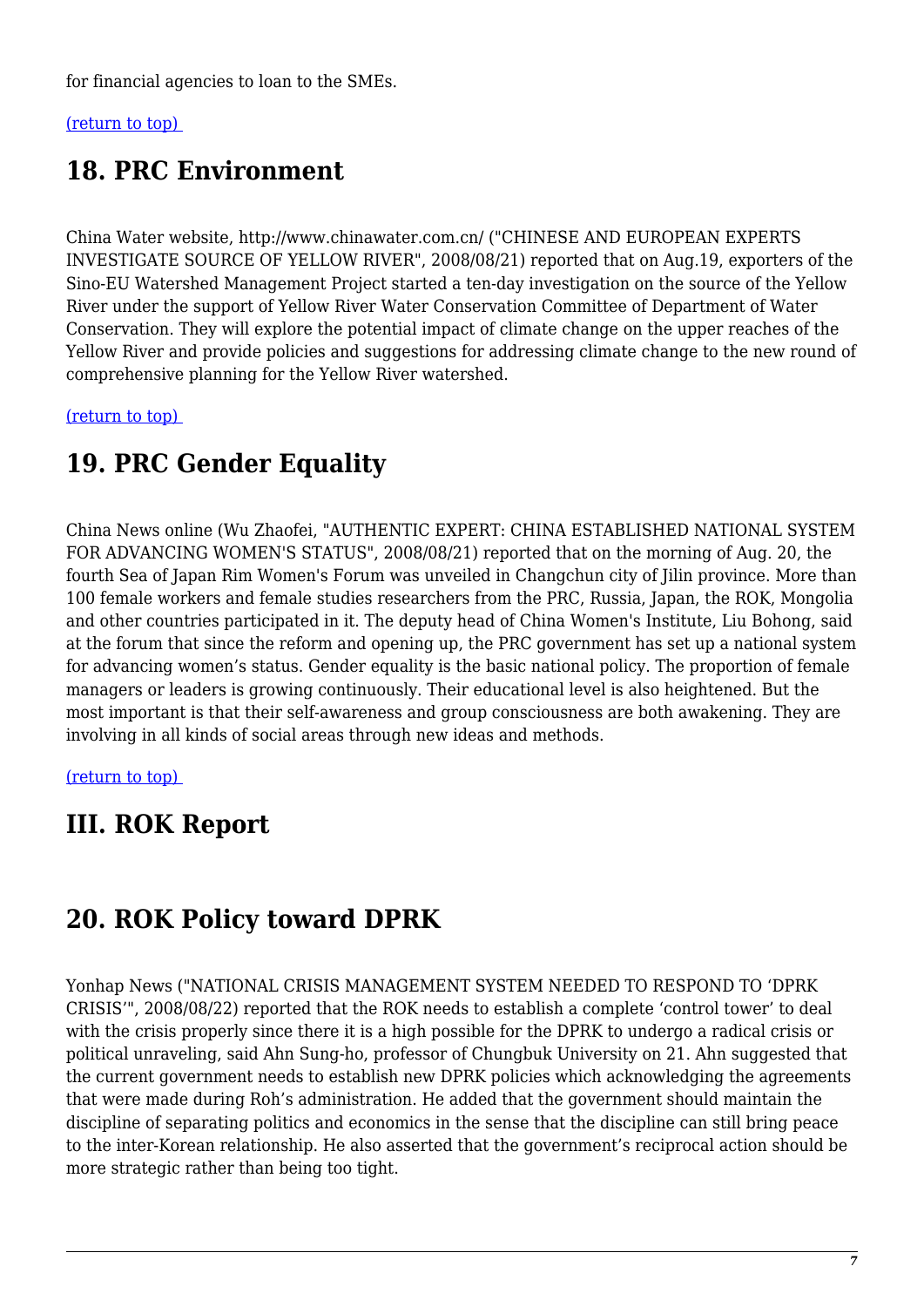for financial agencies to loan to the SMEs.

(return to top)

## 18. PRC Environment

China Water website, http://www.chinawater.com.cn/ ("CHINESE AND EUROPEAN EXPERTS INVESTIGATE SOURCE OF YELLOW RIVER", 2008/08/21) reported that on Aug.19, exporters of the Sino-EU Watershed Management Project started a ten-day investigation on the source of the Yellow River under the support of Yellow River Water Conservation Committee of Department of Water Conservation. They will explore the potential impact of climate change on the upper reaches of the Yellow River and provide policies and suggestions for addressing climate change to the new round of comprehensive planning for the Yellow River watershed.

(return to top)

## 19. PRC Gender Equality

China News online (Wu Zhaofei, "AUTHENTIC EXPERT: CHINA ESTABLISHED NATIONAL SYSTEM FOR ADVANCING WOMEN'S STATUS", 2008/08/21) reported that on the morning of Aug. 20, the fourth Sea of Japan Rim Women's Forum was unveiled in Changchun city of Jilin province. More than 100 female workers and female studies researchers from the PRC, Russia, Japan, the ROK, Mongolia and other countries participated in it. The deputy head of China Women's Institute, Liu Bohong, said at the forum that since the reform and opening up, the PRC government has set up a national system for advancing women's status. Gender equality is the basic national policy. The proportion of female managers or leaders is growing continuously. Their educational level is also heightened. But the most important is that their self-awareness and group consciousness are both awakening. They are involving in all kinds of social areas through new ideas and methods.

(return to top)

# III. ROK Report

## 20. ROK Policy toward DPRK

Yonhap News ("NATIONAL CRISIS MANAGEMENT SYSTEM NEEDED TO RESPOND TO 'DPRK CRISIS'", 2008/08/22) reported that the ROK needs to establish a complete 'control tower' to deal with the crisis properly since there it is a high possible for the DPRK to undergo a radical crisis or political unraveling, said Ahn Sung-ho, professor of Chungbuk University on 21. Ahn suggested that the current government needs to establish new DPRK policies which acknowledging the agreements that were made during Roh's administration. He added that the government should maintain the discipline of separating politics and economics in the sense that the discipline can still bring peace to the inter-Korean relationship. He also asserted that the government's reciprocal action should be more strategic rather than being too tight.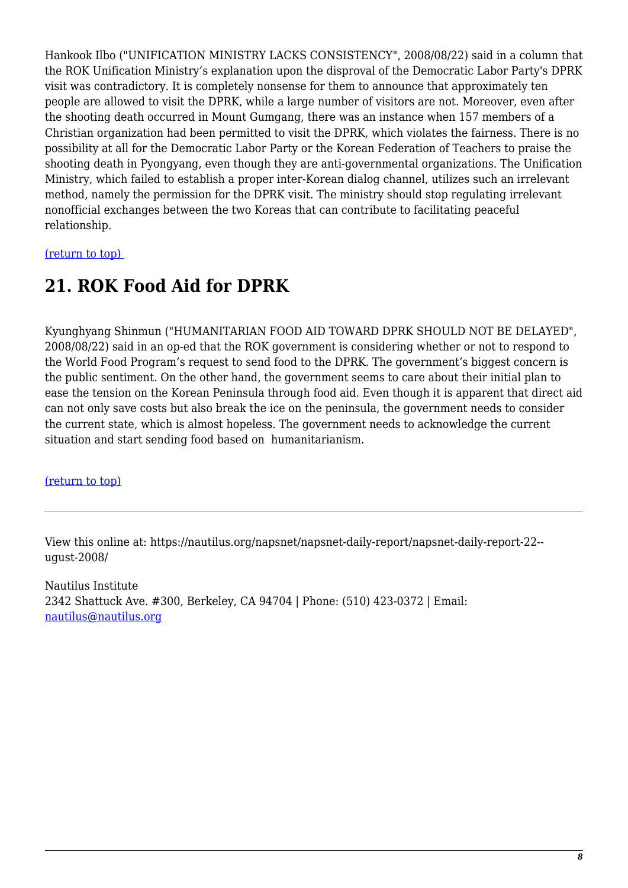Hankook Ilbo ("UNIFICATION MINISTRY LACKS CONSISTENCY", 2008/08/22) said in a column that the ROK Unification Ministry's explanation upon the disproval of the Democratic Labor Party's DPRK visit was contradictory. It is completely nonsense for them to announce that approximately ten people are allowed to visit the DPRK, while a large number of visitors are not. Moreover, even after the shooting death occurred in Mount Gumgang, there was an instance when 157 members of a Christian organization had been permitted to visit the DPRK, which violates the fairness. There is no possibility at all for the Democratic Labor Party or the Korean Federation of Teachers to praise the shooting death in Pyongyang, even though they are anti-governmental organizations. The Unification Ministry, which failed to establish a proper inter-Korean dialog channel, utilizes such an irrelevant method, namely the permission for the DPRK visit. The ministry should stop regulating irrelevant nonofficial exchanges between the two Koreas that can contribute to facilitating peaceful relationship.

(return to top)

## 21. ROK Food Aid for DPRK

Kyunghyang Shinmun ("HUMANITARIAN FOOD AID TOWARD DPRK SHOULD NOT BE DELAYED", 2008/08/22) said in an op-ed that the ROK government is considering whether or not to respond to the World Food Program's request to send food to the DPRK. The government's biggest concern is the public sentiment. On the other hand, the government seems to care about their initial plan to ease the tension on the Korean Peninsula through food aid. Even though it is apparent that direct aid can not only save costs but also break the ice on the peninsula, the government needs to consider the current state, which is almost hopeless. The government needs to acknowledge the current situation and start sending food based on humanitarianism.

(return to top)

---

View this online at: https://nautilus.org/napsnet/napsnet-daily-report/napsnet-daily-report-22--ugust-2008/

Nautilus Institute
2342 Shattuck Ave. #300, Berkeley, CA 94704 | Phone: (510) 423-0372 | Email: nautilus@nautilus.org